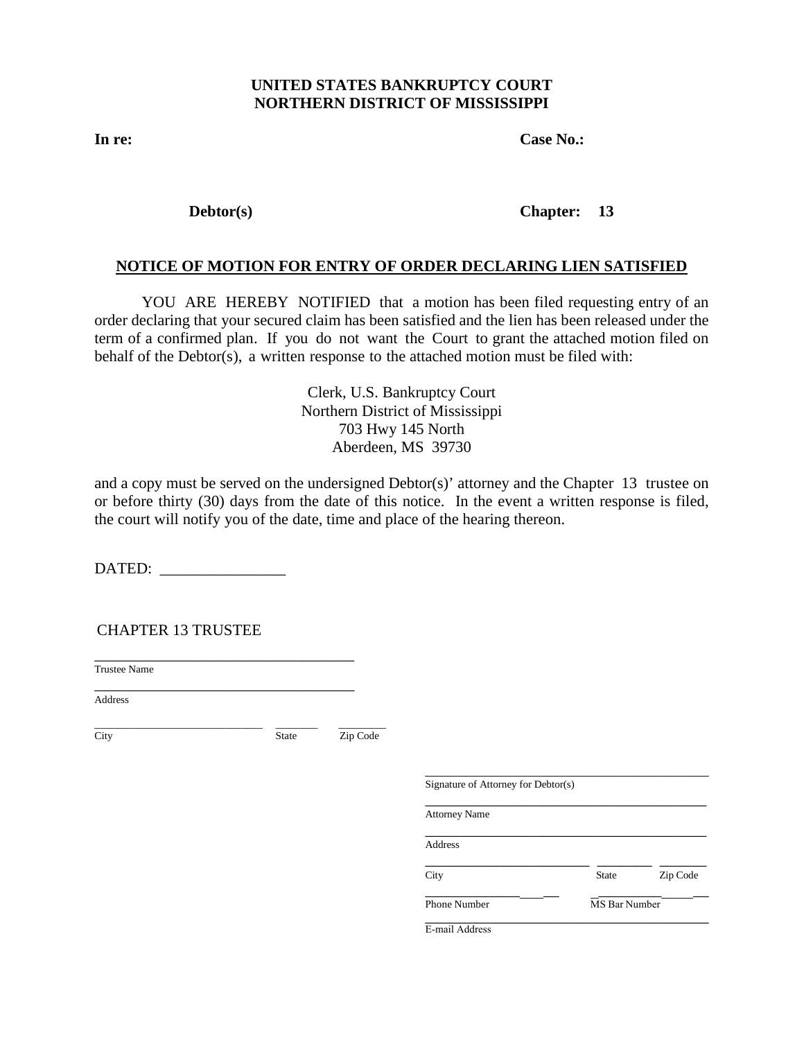**UNITED STATES BANKRUPTCY COURT**
**NORTHERN DISTRICT OF MISSISSIPPI**

**In re:** **Case No.:**

**Debtor(s)** **Chapter: 13**

## NOTICE OF MOTION FOR ENTRY OF ORDER DECLARING LIEN SATISFIED

YOU ARE HEREBY NOTIFIED that a motion has been filed requesting entry of an order declaring that your secured claim has been satisfied and the lien has been released under the term of a confirmed plan. If you do not want the Court to grant the attached motion filed on behalf of the Debtor(s), a written response to the attached motion must be filed with:

Clerk, U.S. Bankruptcy Court
Northern District of Mississippi
703 Hwy 145 North
Aberdeen, MS 39730

and a copy must be served on the undersigned Debtor(s)' attorney and the Chapter 13 trustee on or before thirty (30) days from the date of this notice. In the event a written response is filed, the court will notify you of the date, time and place of the hearing thereon.

DATED: ________________

CHAPTER 13 TRUSTEE

_____________________________________
Trustee Name

_____________________________________
Address

____________________________ ________ ________
City State Zip Code

_____________________________________________
Signature of Attorney for Debtor(s)

_____________________________________________
Attorney Name

_____________________________________________
Address

___________________________ _________ ________
City State Zip Code

___________________ ___________________
Phone Number MS Bar Number

_____________________________________________
E-mail Address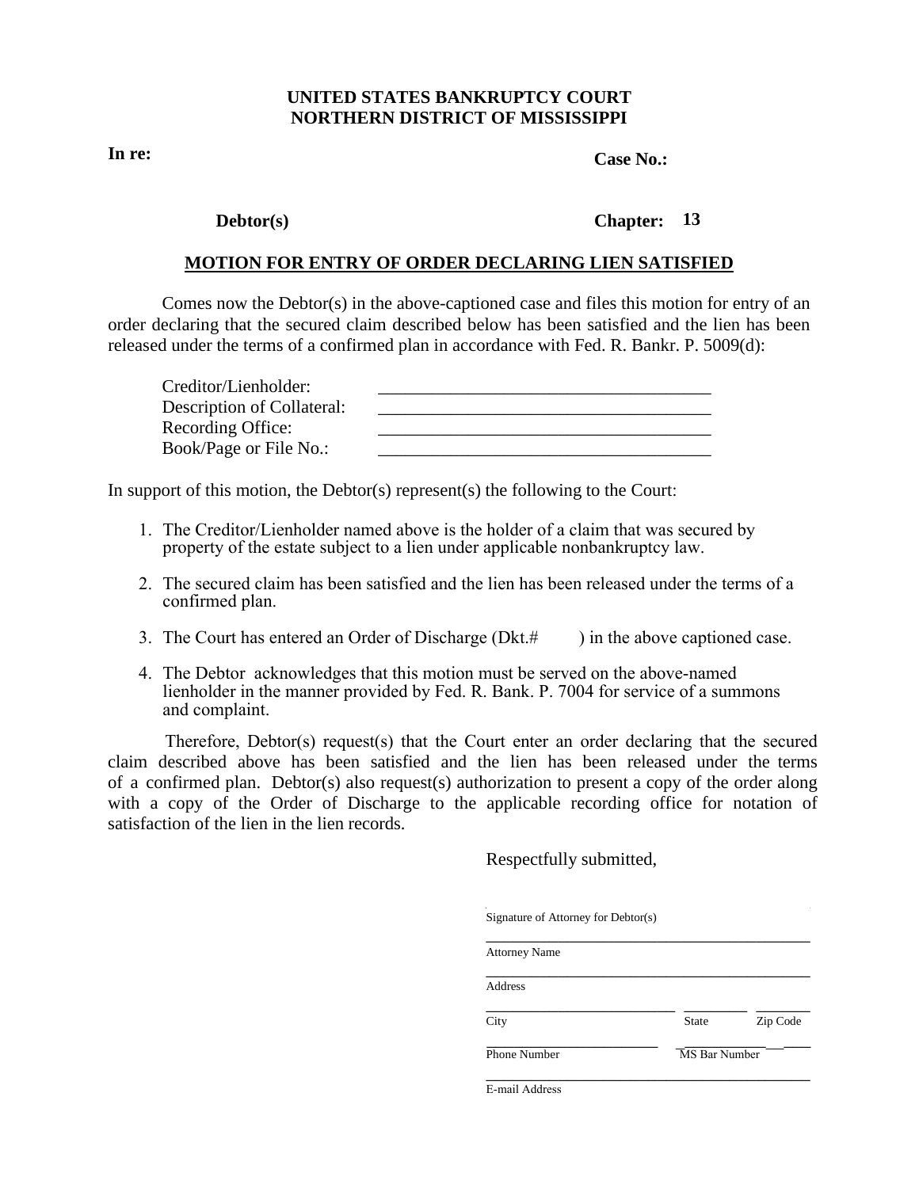**UNITED STATES BANKRUPTCY COURT**
**NORTHERN DISTRICT OF MISSISSIPPI**

**In re:** **Case No.:**

**Debtor(s)** **Chapter: 13**

## MOTION FOR ENTRY OF ORDER DECLARING LIEN SATISFIED

Comes now the Debtor(s) in the above-captioned case and files this motion for entry of an order declaring that the secured claim described below has been satisfied and the lien has been released under the terms of a confirmed plan in accordance with Fed. R. Bankr. P. 5009(d):

Creditor/Lienholder: ______________________________________
Description of Collateral: ______________________________________
Recording Office: ______________________________________
Book/Page or File No.: ______________________________________

In support of this motion, the Debtor(s) represent(s) the following to the Court:

1. The Creditor/Lienholder named above is the holder of a claim that was secured by property of the estate subject to a lien under applicable nonbankruptcy law.

2. The secured claim has been satisfied and the lien has been released under the terms of a confirmed plan.

3. The Court has entered an Order of Discharge (Dkt.# ) in the above captioned case.

4. The Debtor acknowledges that this motion must be served on the above-named lienholder in the manner provided by Fed. R. Bank. P. 7004 for service of a summons and complaint.

Therefore, Debtor(s) request(s) that the Court enter an order declaring that the secured claim described above has been satisfied and the lien has been released under the terms of a confirmed plan. Debtor(s) also request(s) authorization to present a copy of the order along with a copy of the Order of Discharge to the applicable recording office for notation of satisfaction of the lien in the lien records.

Respectfully submitted,

Signature of Attorney for Debtor(s)

______________________________________
Attorney Name

______________________________________
Address

______________________ ________ ________
City State Zip Code

______________________ ________________
Phone Number MS Bar Number

______________________________________
E-mail Address